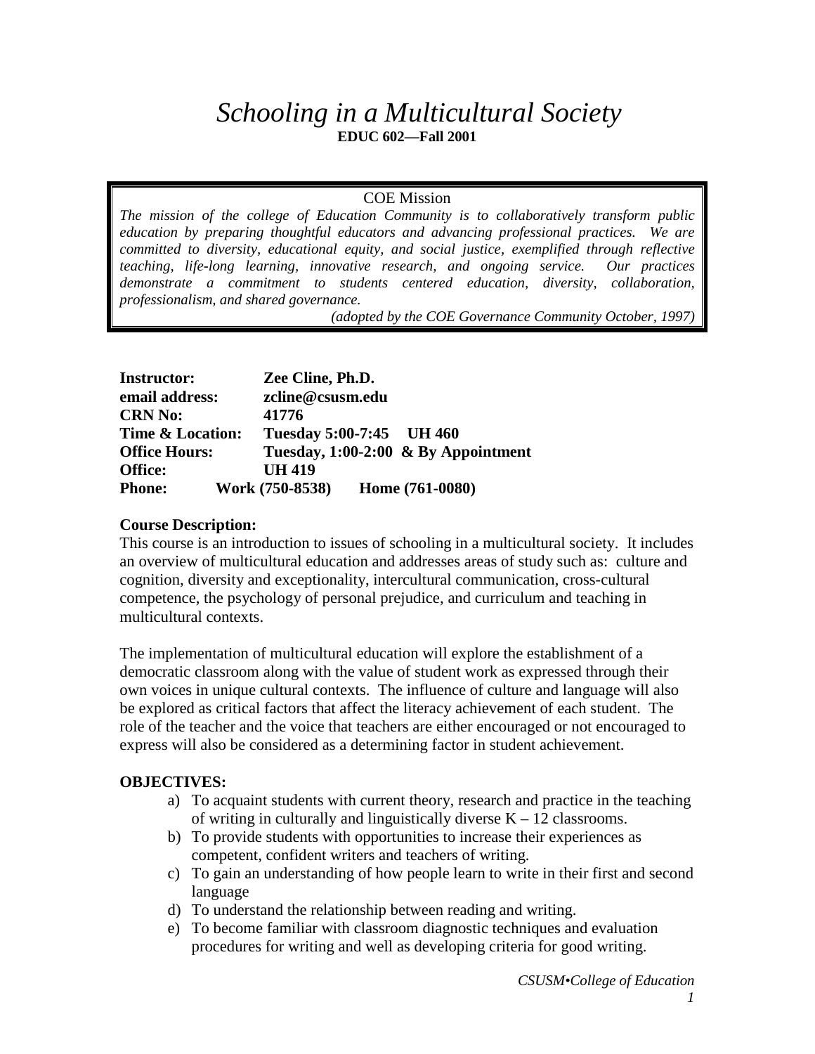# *Schooling in a Multicultural Society*

**EDUC 602—Fall 2001**

> COE Mission
>
> *The mission of the college of Education Community is to collaboratively transform public education by preparing thoughtful educators and advancing professional practices. We are committed to diversity, educational equity, and social justice, exemplified through reflective teaching, life-long learning, innovative research, and ongoing service. Our practices demonstrate a commitment to students centered education, diversity, collaboration, professionalism, and shared governance.*
>
> *(adopted by the COE Governance Community October, 1997)*

**Instructor:** **Zee Cline, Ph.D.**
**email address:** **zcline@csusm.edu**
**CRN No:** **41776**
**Time & Location:** **Tuesday 5:00-7:45 UH 460**
**Office Hours:** **Tuesday, 1:00-2:00 & By Appointment**
**Office:** **UH 419**
**Phone:** **Work (750-8538) Home (761-0080)**

**Course Description:**

This course is an introduction to issues of schooling in a multicultural society. It includes an overview of multicultural education and addresses areas of study such as: culture and cognition, diversity and exceptionality, intercultural communication, cross-cultural competence, the psychology of personal prejudice, and curriculum and teaching in multicultural contexts.

The implementation of multicultural education will explore the establishment of a democratic classroom along with the value of student work as expressed through their own voices in unique cultural contexts. The influence of culture and language will also be explored as critical factors that affect the literacy achievement of each student. The role of the teacher and the voice that teachers are either encouraged or not encouraged to express will also be considered as a determining factor in student achievement.

**OBJECTIVES:**

a) To acquaint students with current theory, research and practice in the teaching of writing in culturally and linguistically diverse K – 12 classrooms.
b) To provide students with opportunities to increase their experiences as competent, confident writers and teachers of writing.
c) To gain an understanding of how people learn to write in their first and second language
d) To understand the relationship between reading and writing.
e) To become familiar with classroom diagnostic techniques and evaluation procedures for writing and well as developing criteria for good writing.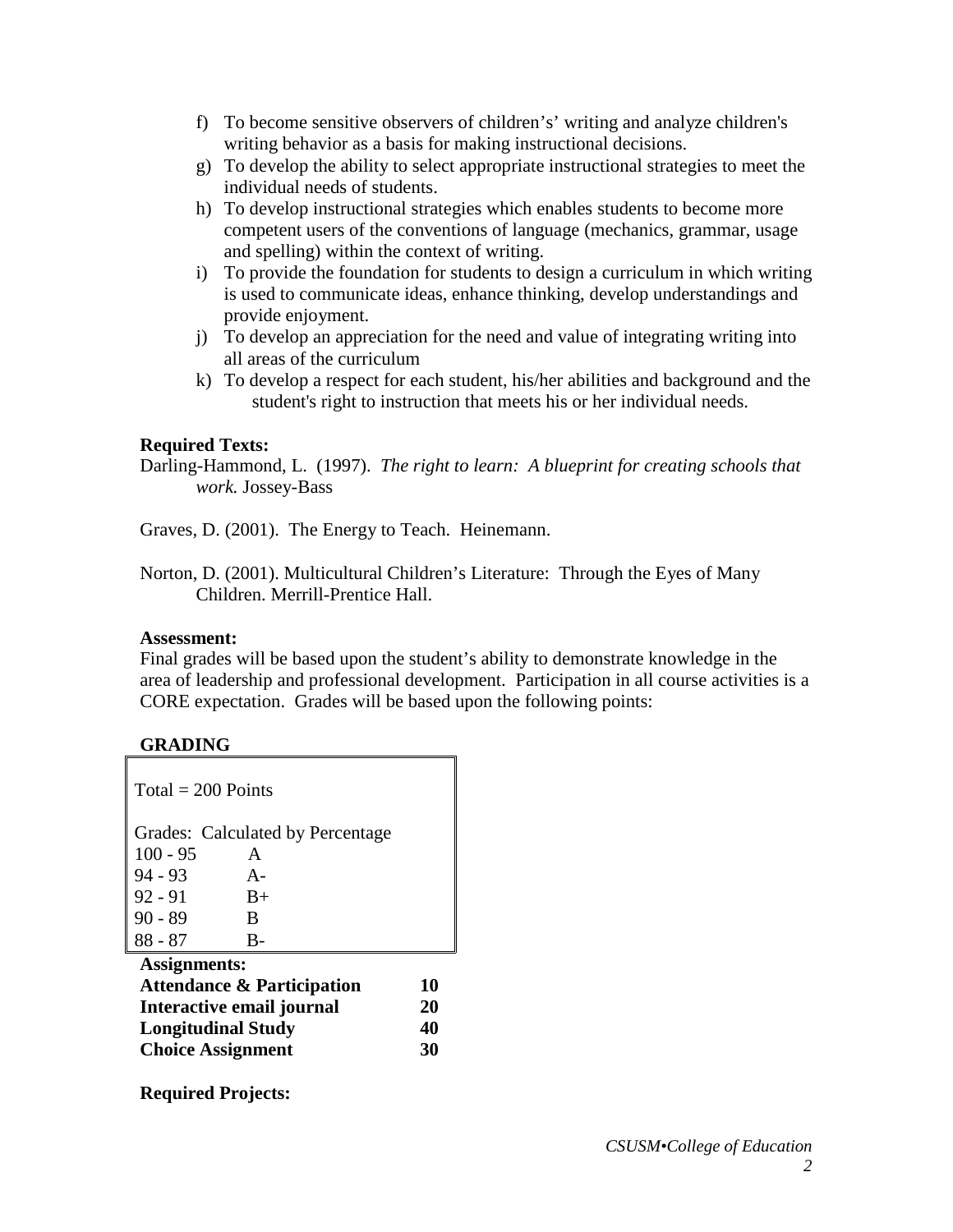f) To become sensitive observers of children's' writing and analyze children's writing behavior as a basis for making instructional decisions.
g) To develop the ability to select appropriate instructional strategies to meet the individual needs of students.
h) To develop instructional strategies which enables students to become more competent users of the conventions of language (mechanics, grammar, usage and spelling) within the context of writing.
i) To provide the foundation for students to design a curriculum in which writing is used to communicate ideas, enhance thinking, develop understandings and provide enjoyment.
j) To develop an appreciation for the need and value of integrating writing into all areas of the curriculum
k) To develop a respect for each student, his/her abilities and background and the student's right to instruction that meets his or her individual needs.

**Required Texts:**

Darling-Hammond, L. (1997). *The right to learn: A blueprint for creating schools that work.* Jossey-Bass

Graves, D. (2001). The Energy to Teach. Heinemann.

Norton, D. (2001). Multicultural Children's Literature: Through the Eyes of Many Children. Merrill-Prentice Hall.

**Assessment:**

Final grades will be based upon the student's ability to demonstrate knowledge in the area of leadership and professional development. Participation in all course activities is a CORE expectation. Grades will be based upon the following points:

**GRADING**

Total = 200 Points

Grades: Calculated by Percentage

| | |
|---|---|
| 100 - 95 | A |
| 94 - 93 | A- |
| 92 - 91 | B+ |
| 90 - 89 | B |
| 88 - 87 | B- |

**Assignments:**

| | |
|---|---|
| **Attendance & Participation** | **10** |
| **Interactive email journal** | **20** |
| **Longitudinal Study** | **40** |
| **Choice Assignment** | **30** |

**Required Projects:**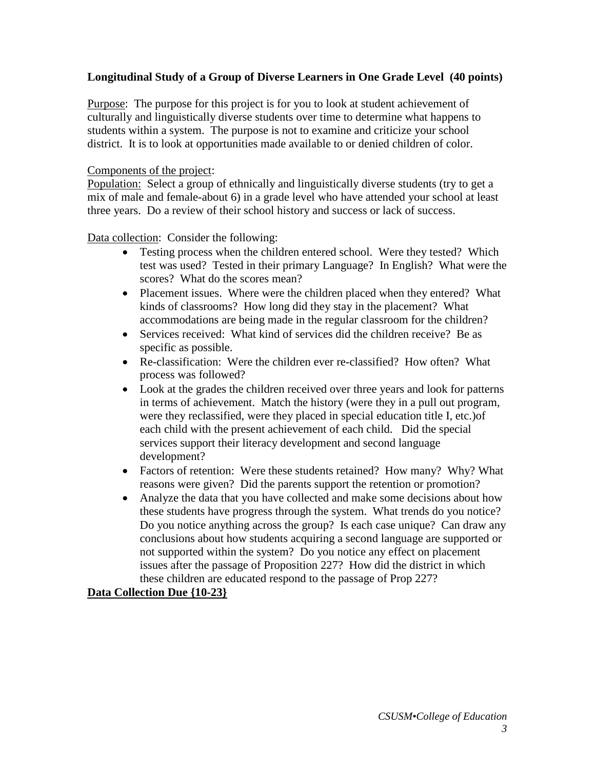**Longitudinal Study of a Group of Diverse Learners in One Grade Level (40 points)**

Purpose: The purpose for this project is for you to look at student achievement of culturally and linguistically diverse students over time to determine what happens to students within a system. The purpose is not to examine and criticize your school district. It is to look at opportunities made available to or denied children of color.

Components of the project:

Population: Select a group of ethnically and linguistically diverse students (try to get a mix of male and female-about 6) in a grade level who have attended your school at least three years. Do a review of their school history and success or lack of success.

Data collection: Consider the following:

- Testing process when the children entered school. Were they tested? Which test was used? Tested in their primary Language? In English? What were the scores? What do the scores mean?
- Placement issues. Where were the children placed when they entered? What kinds of classrooms? How long did they stay in the placement? What accommodations are being made in the regular classroom for the children?
- Services received: What kind of services did the children receive? Be as specific as possible.
- Re-classification: Were the children ever re-classified? How often? What process was followed?
- Look at the grades the children received over three years and look for patterns in terms of achievement. Match the history (were they in a pull out program, were they reclassified, were they placed in special education title I, etc.)of each child with the present achievement of each child. Did the special services support their literacy development and second language development?
- Factors of retention: Were these students retained? How many? Why? What reasons were given? Did the parents support the retention or promotion?
- Analyze the data that you have collected and make some decisions about how these students have progress through the system. What trends do you notice? Do you notice anything across the group? Is each case unique? Can draw any conclusions about how students acquiring a second language are supported or not supported within the system? Do you notice any effect on placement issues after the passage of Proposition 227? How did the district in which these children are educated respond to the passage of Prop 227?

**Data Collection Due {10-23}**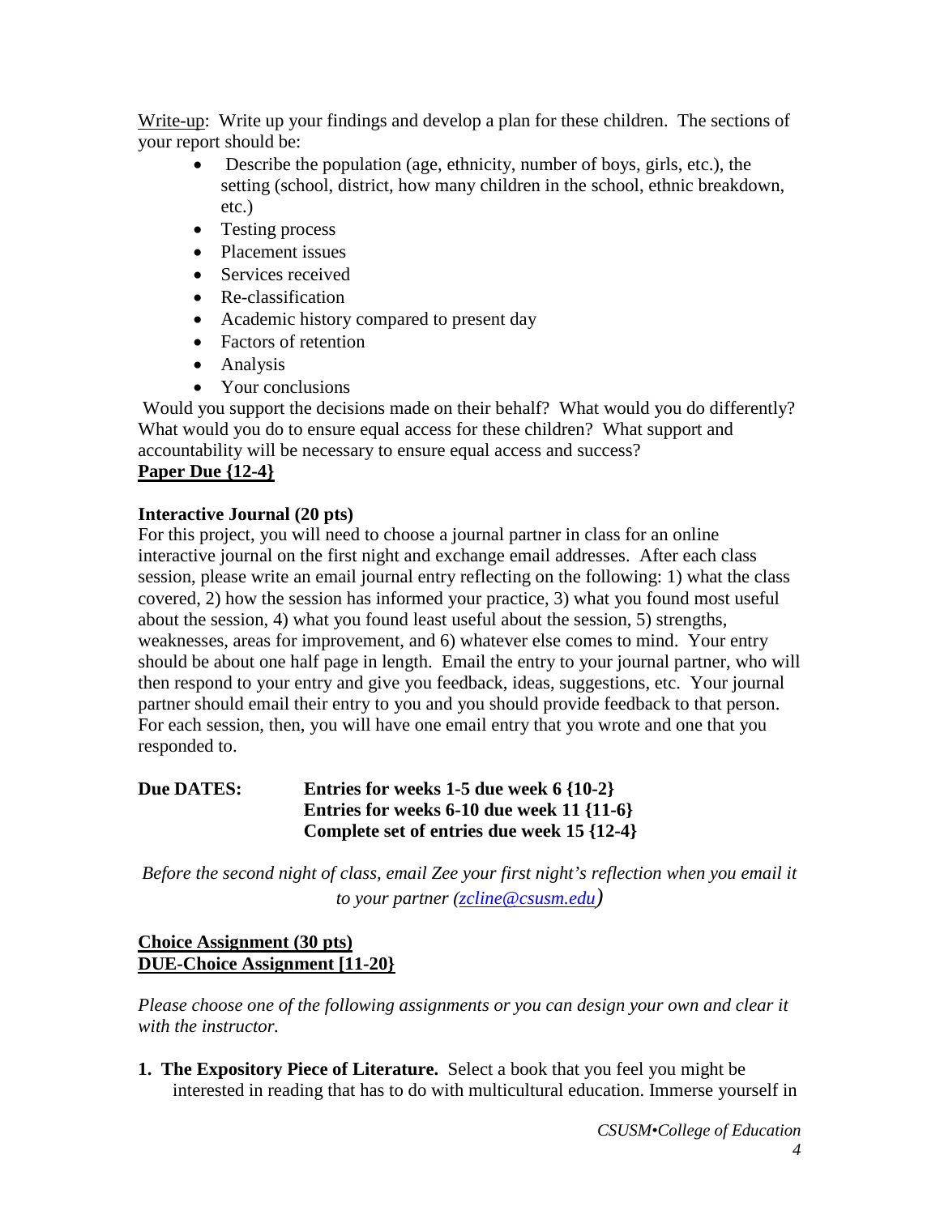Write-up: Write up your findings and develop a plan for these children. The sections of your report should be:

- Describe the population (age, ethnicity, number of boys, girls, etc.), the setting (school, district, how many children in the school, ethnic breakdown, etc.)
- Testing process
- Placement issues
- Services received
- Re-classification
- Academic history compared to present day
- Factors of retention
- Analysis
- Your conclusions

Would you support the decisions made on their behalf? What would you do differently? What would you do to ensure equal access for these children? What support and accountability will be necessary to ensure equal access and success?

**Paper Due {12-4}**

**Interactive Journal (20 pts)**

For this project, you will need to choose a journal partner in class for an online interactive journal on the first night and exchange email addresses. After each class session, please write an email journal entry reflecting on the following: 1) what the class covered, 2) how the session has informed your practice, 3) what you found most useful about the session, 4) what you found least useful about the session, 5) strengths, weaknesses, areas for improvement, and 6) whatever else comes to mind. Your entry should be about one half page in length. Email the entry to your journal partner, who will then respond to your entry and give you feedback, ideas, suggestions, etc. Your journal partner should email their entry to you and you should provide feedback to that person. For each session, then, you will have one email entry that you wrote and one that you responded to.

**Due DATES:** **Entries for weeks 1-5 due week 6 {10-2}**
**Entries for weeks 6-10 due week 11 {11-6}**
**Complete set of entries due week 15 {12-4}**

*Before the second night of class, email Zee your first night's reflection when you email it to your partner (zcline@csusm.edu)*

**Choice Assignment (30 pts)**
**DUE-Choice Assignment [11-20]**

*Please choose one of the following assignments or you can design your own and clear it with the instructor.*

1. **The Expository Piece of Literature.** Select a book that you feel you might be interested in reading that has to do with multicultural education. Immerse yourself in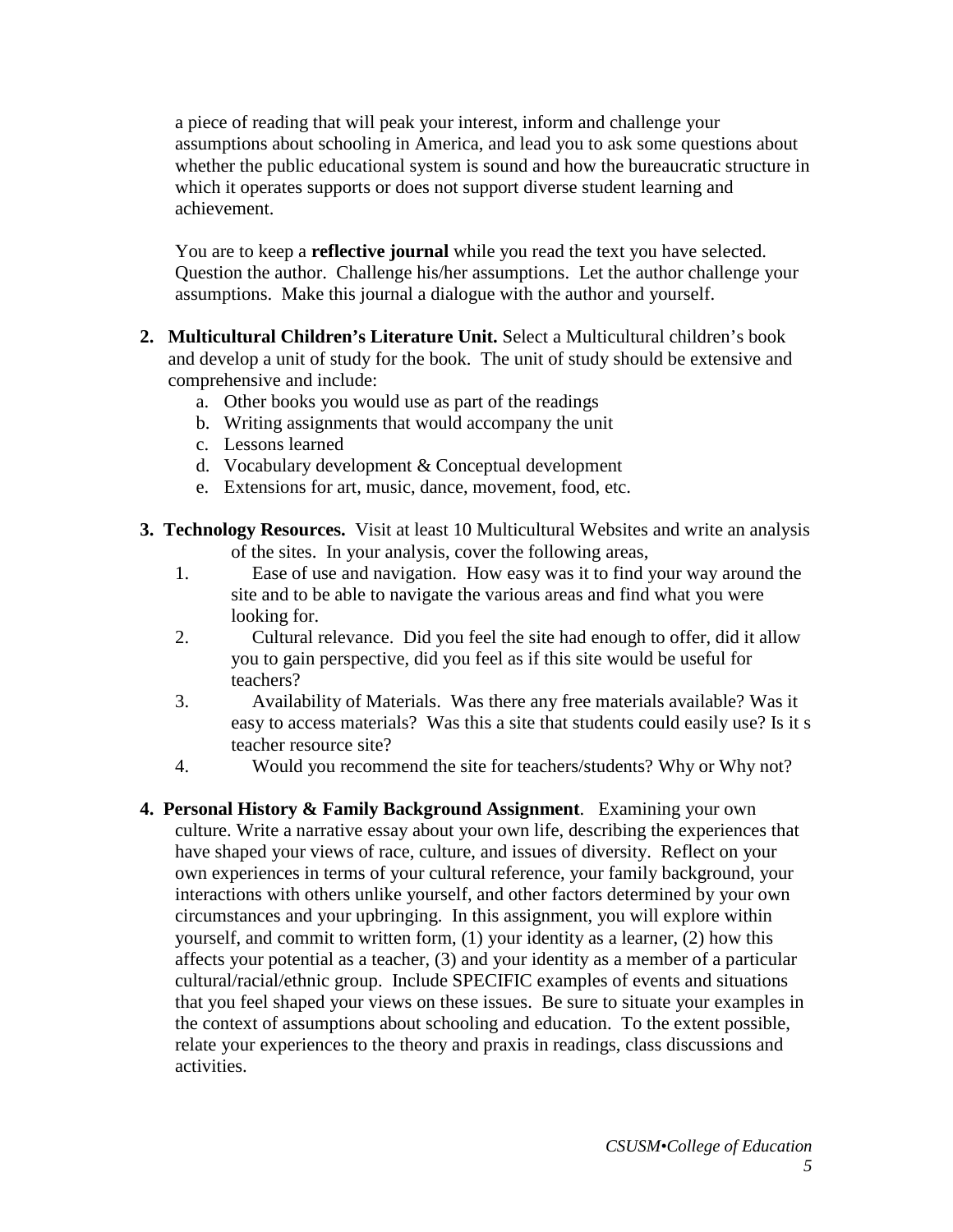a piece of reading that will peak your interest, inform and challenge your assumptions about schooling in America, and lead you to ask some questions about whether the public educational system is sound and how the bureaucratic structure in which it operates supports or does not support diverse student learning and achievement.

You are to keep a **reflective journal** while you read the text you have selected. Question the author. Challenge his/her assumptions. Let the author challenge your assumptions. Make this journal a dialogue with the author and yourself.

2. **Multicultural Children's Literature Unit.** Select a Multicultural children's book and develop a unit of study for the book. The unit of study should be extensive and comprehensive and include:
   a. Other books you would use as part of the readings
   b. Writing assignments that would accompany the unit
   c. Lessons learned
   d. Vocabulary development & Conceptual development
   e. Extensions for art, music, dance, movement, food, etc.

3. **Technology Resources.** Visit at least 10 Multicultural Websites and write an analysis of the sites. In your analysis, cover the following areas,
   1. Ease of use and navigation. How easy was it to find your way around the site and to be able to navigate the various areas and find what you were looking for.
   2. Cultural relevance. Did you feel the site had enough to offer, did it allow you to gain perspective, did you feel as if this site would be useful for teachers?
   3. Availability of Materials. Was there any free materials available? Was it easy to access materials? Was this a site that students could easily use? Is it s teacher resource site?
   4. Would you recommend the site for teachers/students? Why or Why not?

4. **Personal History & Family Background Assignment**. Examining your own culture. Write a narrative essay about your own life, describing the experiences that have shaped your views of race, culture, and issues of diversity. Reflect on your own experiences in terms of your cultural reference, your family background, your interactions with others unlike yourself, and other factors determined by your own circumstances and your upbringing. In this assignment, you will explore within yourself, and commit to written form, (1) your identity as a learner, (2) how this affects your potential as a teacher, (3) and your identity as a member of a particular cultural/racial/ethnic group. Include SPECIFIC examples of events and situations that you feel shaped your views on these issues. Be sure to situate your examples in the context of assumptions about schooling and education. To the extent possible, relate your experiences to the theory and praxis in readings, class discussions and activities.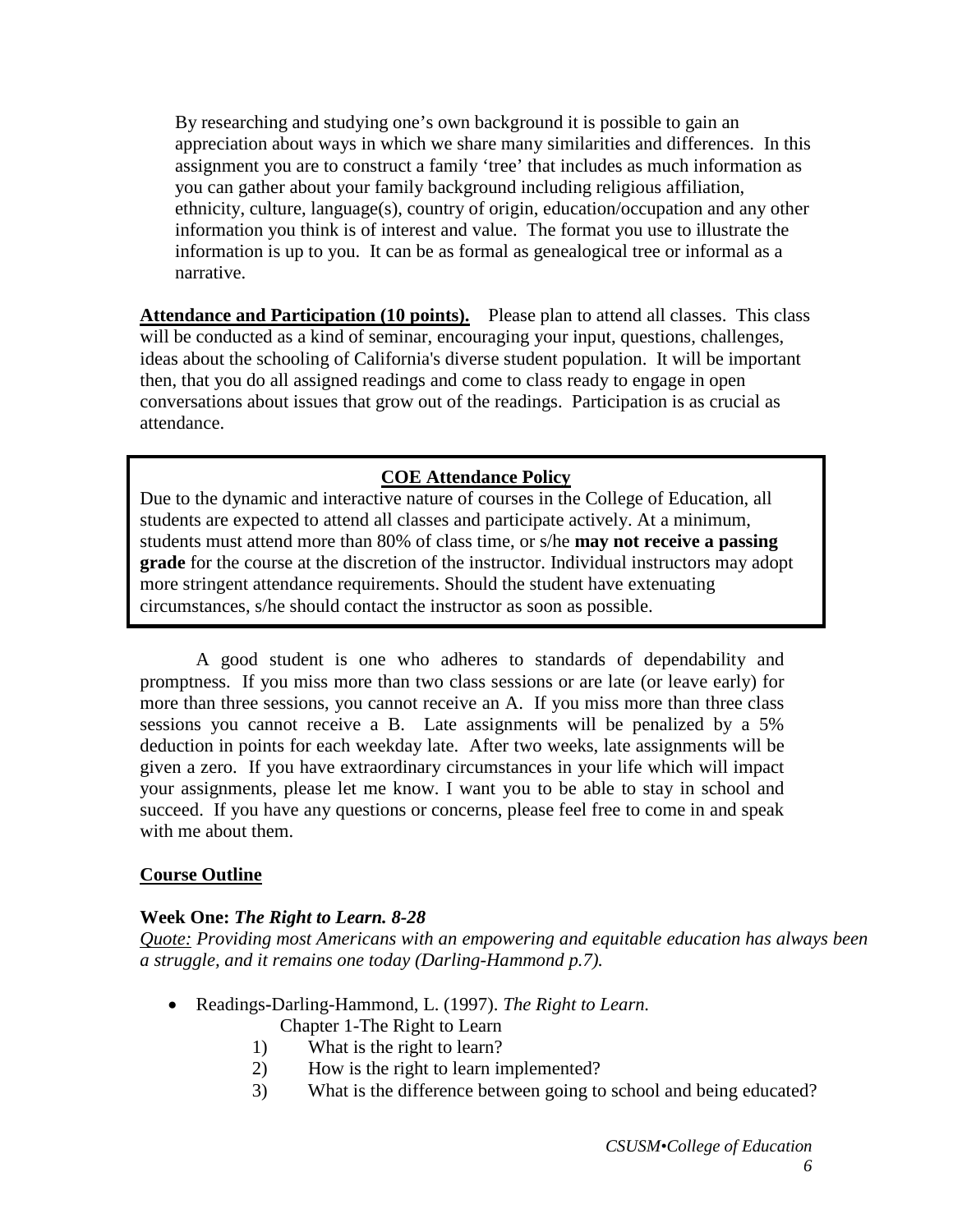By researching and studying one's own background it is possible to gain an appreciation about ways in which we share many similarities and differences. In this assignment you are to construct a family 'tree' that includes as much information as you can gather about your family background including religious affiliation, ethnicity, culture, language(s), country of origin, education/occupation and any other information you think is of interest and value. The format you use to illustrate the information is up to you. It can be as formal as genealogical tree or informal as a narrative.

**Attendance and Participation (10 points).** Please plan to attend all classes. This class will be conducted as a kind of seminar, encouraging your input, questions, challenges, ideas about the schooling of California's diverse student population. It will be important then, that you do all assigned readings and come to class ready to engage in open conversations about issues that grow out of the readings. Participation is as crucial as attendance.

**COE Attendance Policy**

Due to the dynamic and interactive nature of courses in the College of Education, all students are expected to attend all classes and participate actively. At a minimum, students must attend more than 80% of class time, or s/he **may not receive a passing grade** for the course at the discretion of the instructor. Individual instructors may adopt more stringent attendance requirements. Should the student have extenuating circumstances, s/he should contact the instructor as soon as possible.

A good student is one who adheres to standards of dependability and promptness. If you miss more than two class sessions or are late (or leave early) for more than three sessions, you cannot receive an A. If you miss more than three class sessions you cannot receive a B. Late assignments will be penalized by a 5% deduction in points for each weekday late. After two weeks, late assignments will be given a zero. If you have extraordinary circumstances in your life which will impact your assignments, please let me know. I want you to be able to stay in school and succeed. If you have any questions or concerns, please feel free to come in and speak with me about them.

## Course Outline

### Week One: *The Right to Learn. 8-28*

*Quote: Providing most Americans with an empowering and equitable education has always been a struggle, and it remains one today (Darling-Hammond p.7).*

- Readings-Darling-Hammond, L. (1997). *The Right to Learn.*
  Chapter 1-The Right to Learn
  1) What is the right to learn?
  2) How is the right to learn implemented?
  3) What is the difference between going to school and being educated?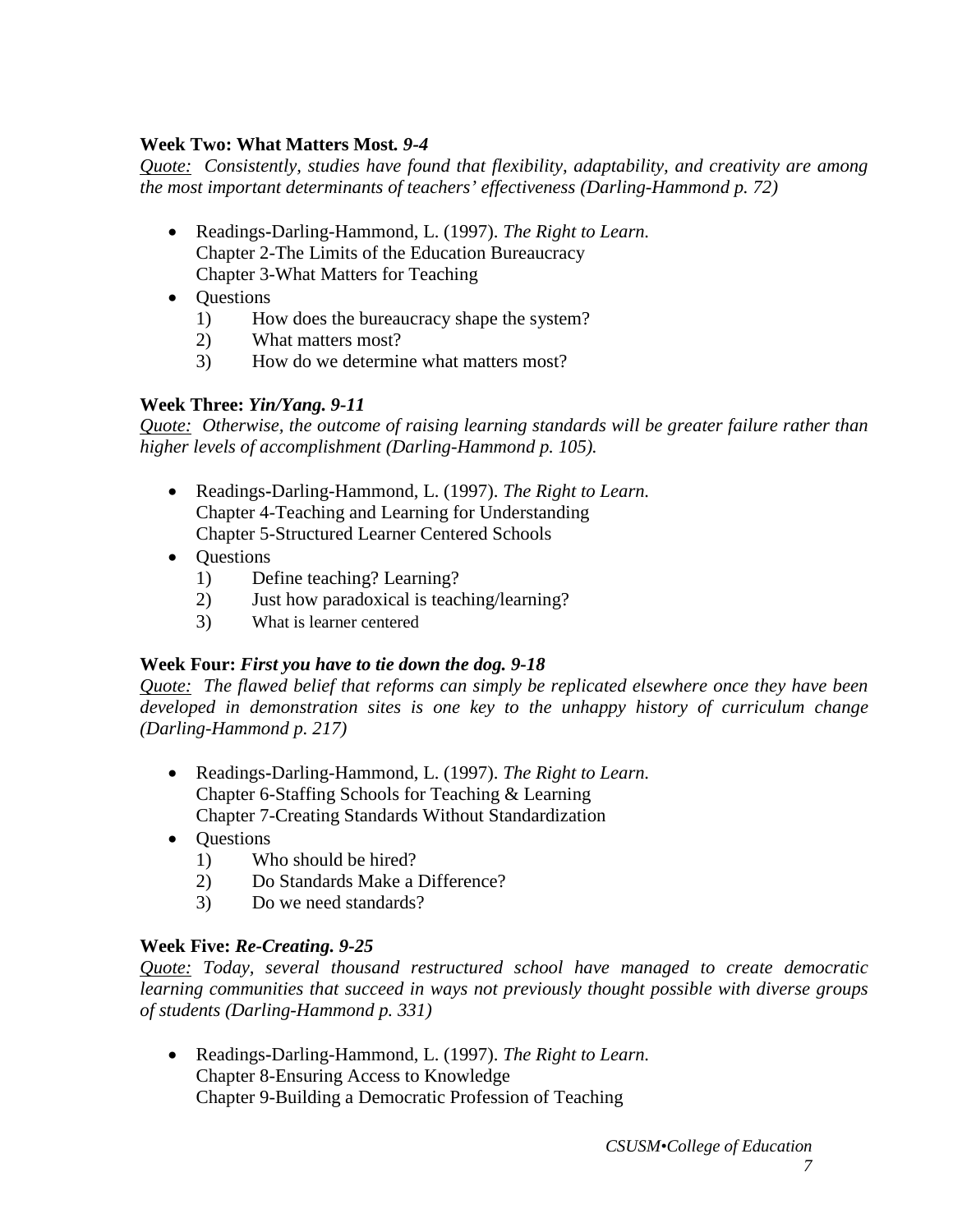**Week Two: What Matters Most.** ***9-4***

_Quote:_ *Consistently, studies have found that flexibility, adaptability, and creativity are among the most important determinants of teachers' effectiveness (Darling-Hammond p. 72)*

- Readings-Darling-Hammond, L. (1997). *The Right to Learn.*
  Chapter 2-The Limits of the Education Bureaucracy
  Chapter 3-What Matters for Teaching
- Questions
  1) How does the bureaucracy shape the system?
  2) What matters most?
  3) How do we determine what matters most?

**Week Three:** ***Yin/Yang. 9-11***

_Quote:_ *Otherwise, the outcome of raising learning standards will be greater failure rather than higher levels of accomplishment (Darling-Hammond p. 105).*

- Readings-Darling-Hammond, L. (1997). *The Right to Learn.*
  Chapter 4-Teaching and Learning for Understanding
  Chapter 5-Structured Learner Centered Schools
- Questions
  1) Define teaching? Learning?
  2) Just how paradoxical is teaching/learning?
  3) What is learner centered

**Week Four:** ***First you have to tie down the dog. 9-18***

_Quote:_ *The flawed belief that reforms can simply be replicated elsewhere once they have been developed in demonstration sites is one key to the unhappy history of curriculum change (Darling-Hammond p. 217)*

- Readings-Darling-Hammond, L. (1997). *The Right to Learn.*
  Chapter 6-Staffing Schools for Teaching & Learning
  Chapter 7-Creating Standards Without Standardization
- Questions
  1) Who should be hired?
  2) Do Standards Make a Difference?
  3) Do we need standards?

**Week Five:** ***Re-Creating. 9-25***

_Quote:_ *Today, several thousand restructured school have managed to create democratic learning communities that succeed in ways not previously thought possible with diverse groups of students (Darling-Hammond p. 331)*

- Readings-Darling-Hammond, L. (1997). *The Right to Learn.*
  Chapter 8-Ensuring Access to Knowledge
  Chapter 9-Building a Democratic Profession of Teaching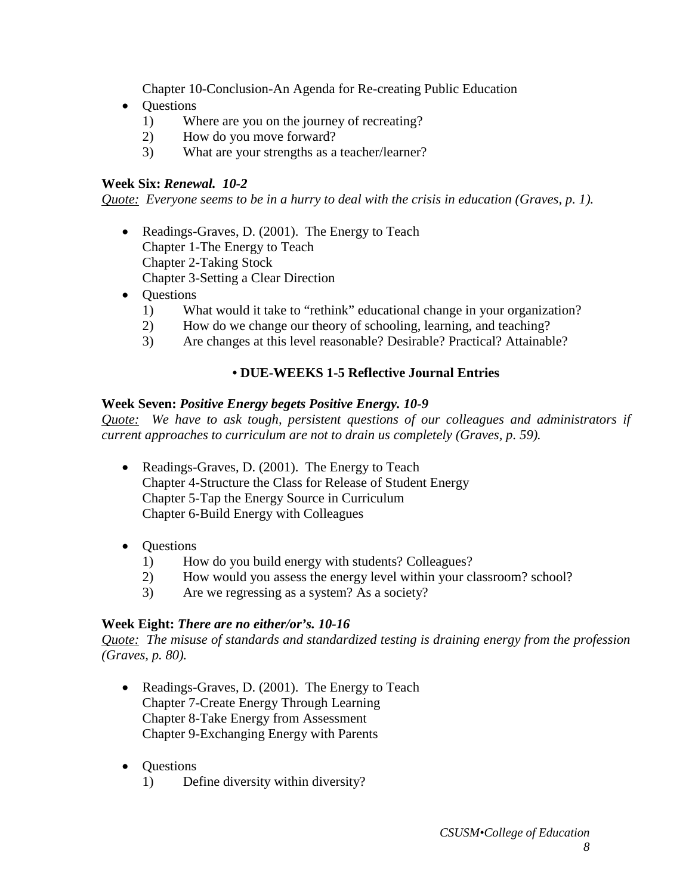Chapter 10-Conclusion-An Agenda for Re-creating Public Education

- Questions
    1) Where are you on the journey of recreating?
    2) How do you move forward?
    3) What are your strengths as a teacher/learner?

**Week Six:** ***Renewal. 10-2***

*Quote: Everyone seems to be in a hurry to deal with the crisis in education (Graves, p. 1).*

- Readings-Graves, D. (2001). The Energy to Teach
  Chapter 1-The Energy to Teach
  Chapter 2-Taking Stock
  Chapter 3-Setting a Clear Direction
- Questions
    1) What would it take to "rethink" educational change in your organization?
    2) How do we change our theory of schooling, learning, and teaching?
    3) Are changes at this level reasonable? Desirable? Practical? Attainable?

**• DUE-WEEKS 1-5 Reflective Journal Entries**

**Week Seven:** ***Positive Energy begets Positive Energy. 10-9***

*Quote: We have to ask tough, persistent questions of our colleagues and administrators if current approaches to curriculum are not to drain us completely (Graves, p. 59).*

- Readings-Graves, D. (2001). The Energy to Teach
  Chapter 4-Structure the Class for Release of Student Energy
  Chapter 5-Tap the Energy Source in Curriculum
  Chapter 6-Build Energy with Colleagues

- Questions
    1) How do you build energy with students? Colleagues?
    2) How would you assess the energy level within your classroom? school?
    3) Are we regressing as a system? As a society?

**Week Eight:** ***There are no either/or's. 10-16***

*Quote: The misuse of standards and standardized testing is draining energy from the profession (Graves, p. 80).*

- Readings-Graves, D. (2001). The Energy to Teach
  Chapter 7-Create Energy Through Learning
  Chapter 8-Take Energy from Assessment
  Chapter 9-Exchanging Energy with Parents

- Questions
    1) Define diversity within diversity?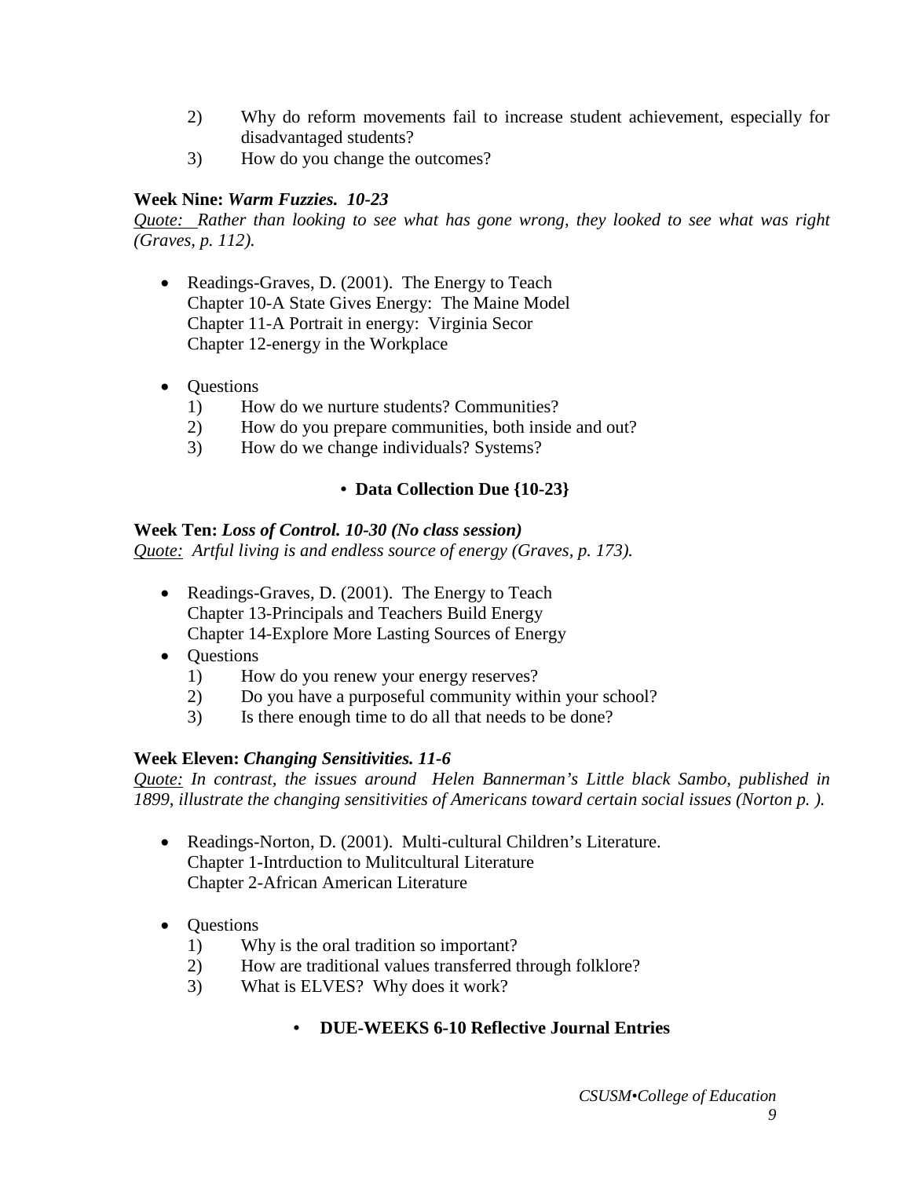2) Why do reform movements fail to increase student achievement, especially for disadvantaged students?
3) How do you change the outcomes?

**Week Nine:** ***Warm Fuzzies. 10-23***

*Quote: Rather than looking to see what has gone wrong, they looked to see what was right (Graves, p. 112).*

- Readings-Graves, D. (2001). The Energy to Teach
  Chapter 10-A State Gives Energy: The Maine Model
  Chapter 11-A Portrait in energy: Virginia Secor
  Chapter 12-energy in the Workplace

- Questions
  1) How do we nurture students? Communities?
  2) How do you prepare communities, both inside and out?
  3) How do we change individuals? Systems?

- **Data Collection Due {10-23}**

**Week Ten:** ***Loss of Control. 10-30 (No class session)***

*Quote: Artful living is and endless source of energy (Graves, p. 173).*

- Readings-Graves, D. (2001). The Energy to Teach
  Chapter 13-Principals and Teachers Build Energy
  Chapter 14-Explore More Lasting Sources of Energy
- Questions
  1) How do you renew your energy reserves?
  2) Do you have a purposeful community within your school?
  3) Is there enough time to do all that needs to be done?

**Week Eleven:** ***Changing Sensitivities. 11-6***

*Quote: In contrast, the issues around Helen Bannerman's Little black Sambo, published in 1899, illustrate the changing sensitivities of Americans toward certain social issues (Norton p. ).*

- Readings-Norton, D. (2001). Multi-cultural Children's Literature.
  Chapter 1-Intrduction to Mulitcultural Literature
  Chapter 2-African American Literature

- Questions
  1) Why is the oral tradition so important?
  2) How are traditional values transferred through folklore?
  3) What is ELVES? Why does it work?

- **DUE-WEEKS 6-10 Reflective Journal Entries**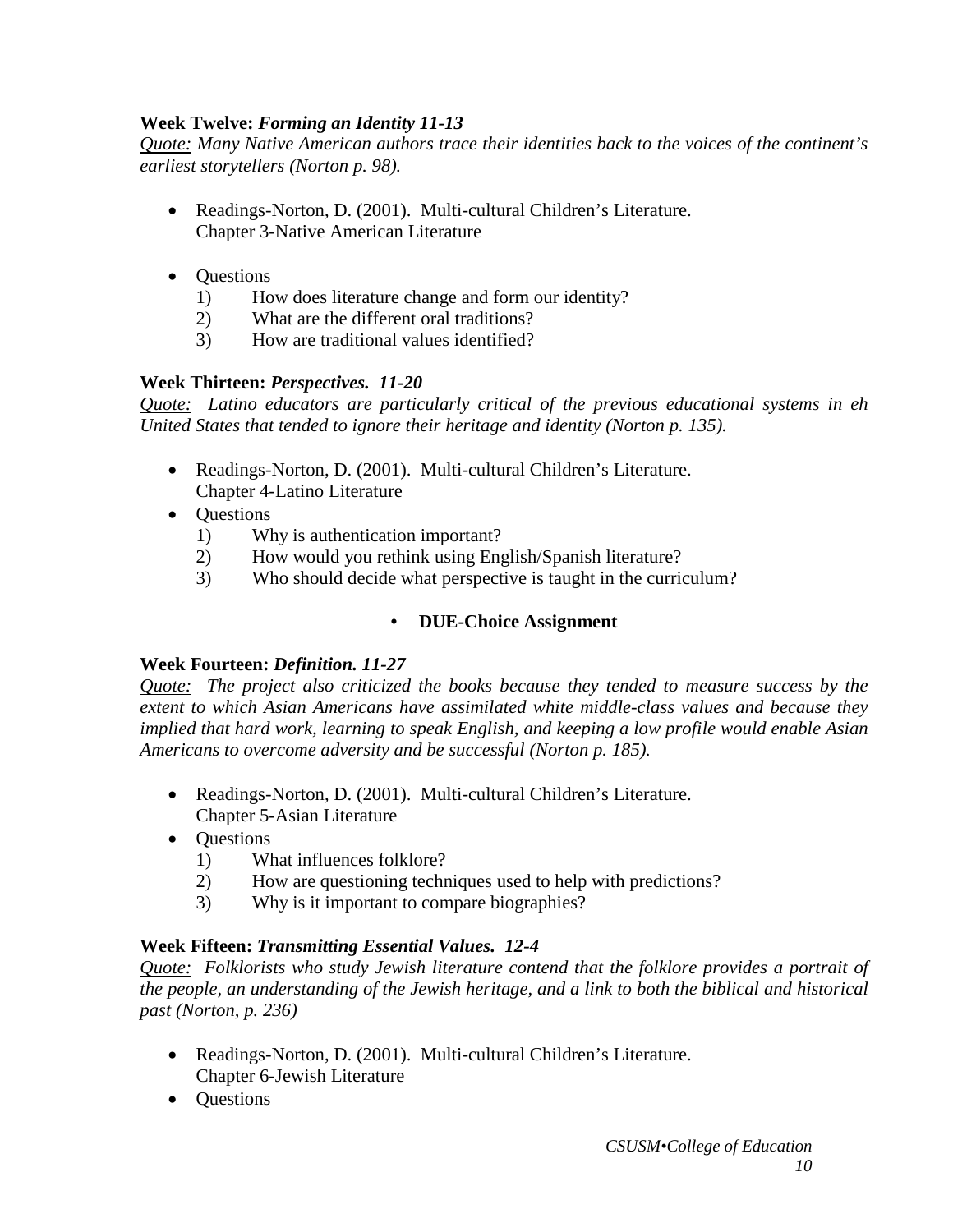**Week Twelve:** ***Forming an Identity 11-13***

*Quote: Many Native American authors trace their identities back to the voices of the continent's earliest storytellers (Norton p. 98).*

- Readings-Norton, D. (2001). Multi-cultural Children's Literature. Chapter 3-Native American Literature

- Questions
  1) How does literature change and form our identity?
  2) What are the different oral traditions?
  3) How are traditional values identified?

**Week Thirteen:** ***Perspectives. 11-20***

*Quote: Latino educators are particularly critical of the previous educational systems in eh United States that tended to ignore their heritage and identity (Norton p. 135).*

- Readings-Norton, D. (2001). Multi-cultural Children's Literature. Chapter 4-Latino Literature
- Questions
  1) Why is authentication important?
  2) How would you rethink using English/Spanish literature?
  3) Who should decide what perspective is taught in the curriculum?

- **DUE-Choice Assignment**

**Week Fourteen:** ***Definition. 11-27***

*Quote: The project also criticized the books because they tended to measure success by the extent to which Asian Americans have assimilated white middle-class values and because they implied that hard work, learning to speak English, and keeping a low profile would enable Asian Americans to overcome adversity and be successful (Norton p. 185).*

- Readings-Norton, D. (2001). Multi-cultural Children's Literature. Chapter 5-Asian Literature
- Questions
  1) What influences folklore?
  2) How are questioning techniques used to help with predictions?
  3) Why is it important to compare biographies?

**Week Fifteen:** ***Transmitting Essential Values. 12-4***

*Quote: Folklorists who study Jewish literature contend that the folklore provides a portrait of the people, an understanding of the Jewish heritage, and a link to both the biblical and historical past (Norton, p. 236)*

- Readings-Norton, D. (2001). Multi-cultural Children's Literature. Chapter 6-Jewish Literature
- Questions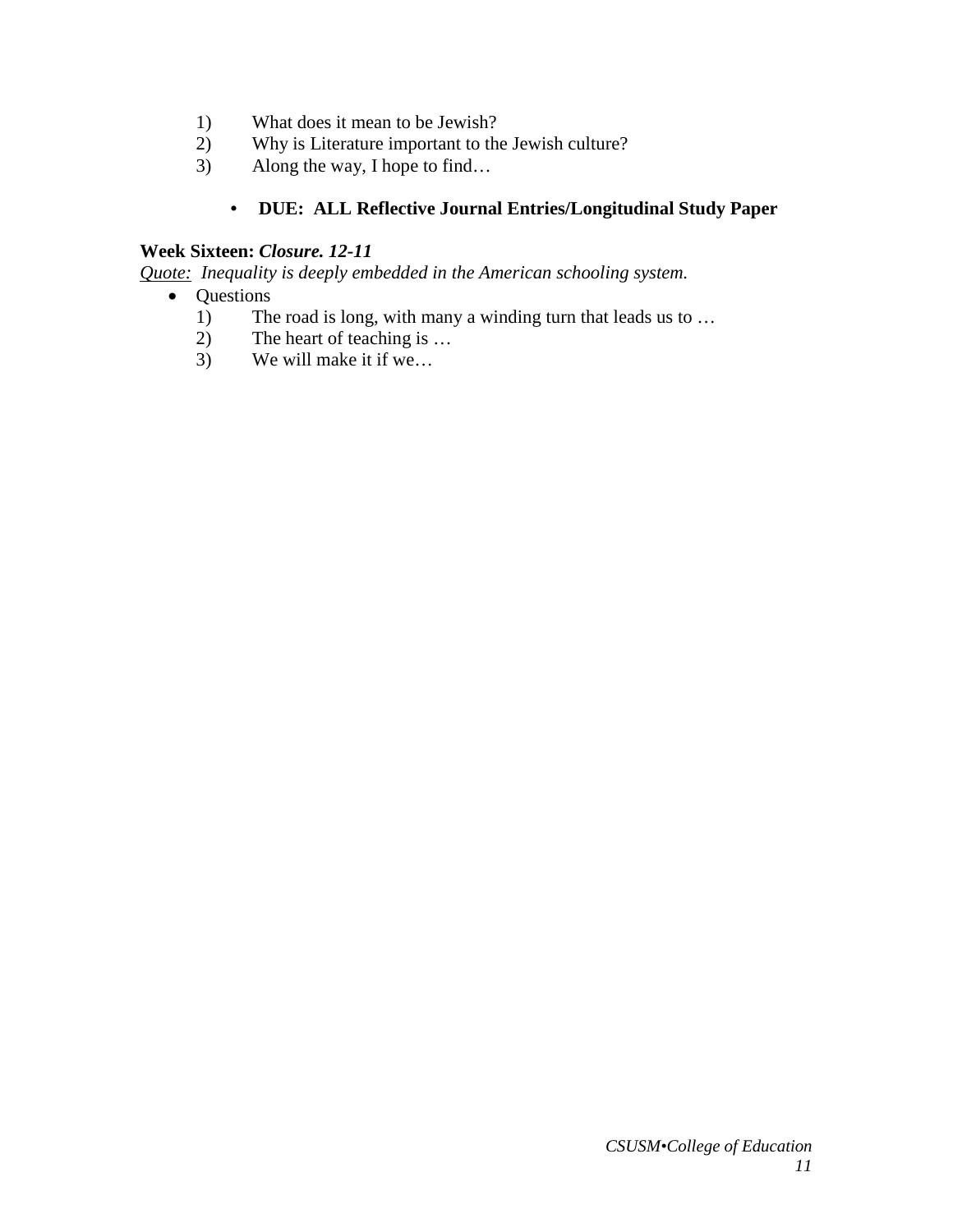1) What does it mean to be Jewish?
2) Why is Literature important to the Jewish culture?
3) Along the way, I hope to find…

- **DUE: ALL Reflective Journal Entries/Longitudinal Study Paper**

**Week Sixteen:** ***Closure. 12-11***

*Quote: Inequality is deeply embedded in the American schooling system.*

- Questions
  1) The road is long, with many a winding turn that leads us to …
  2) The heart of teaching is …
  3) We will make it if we…